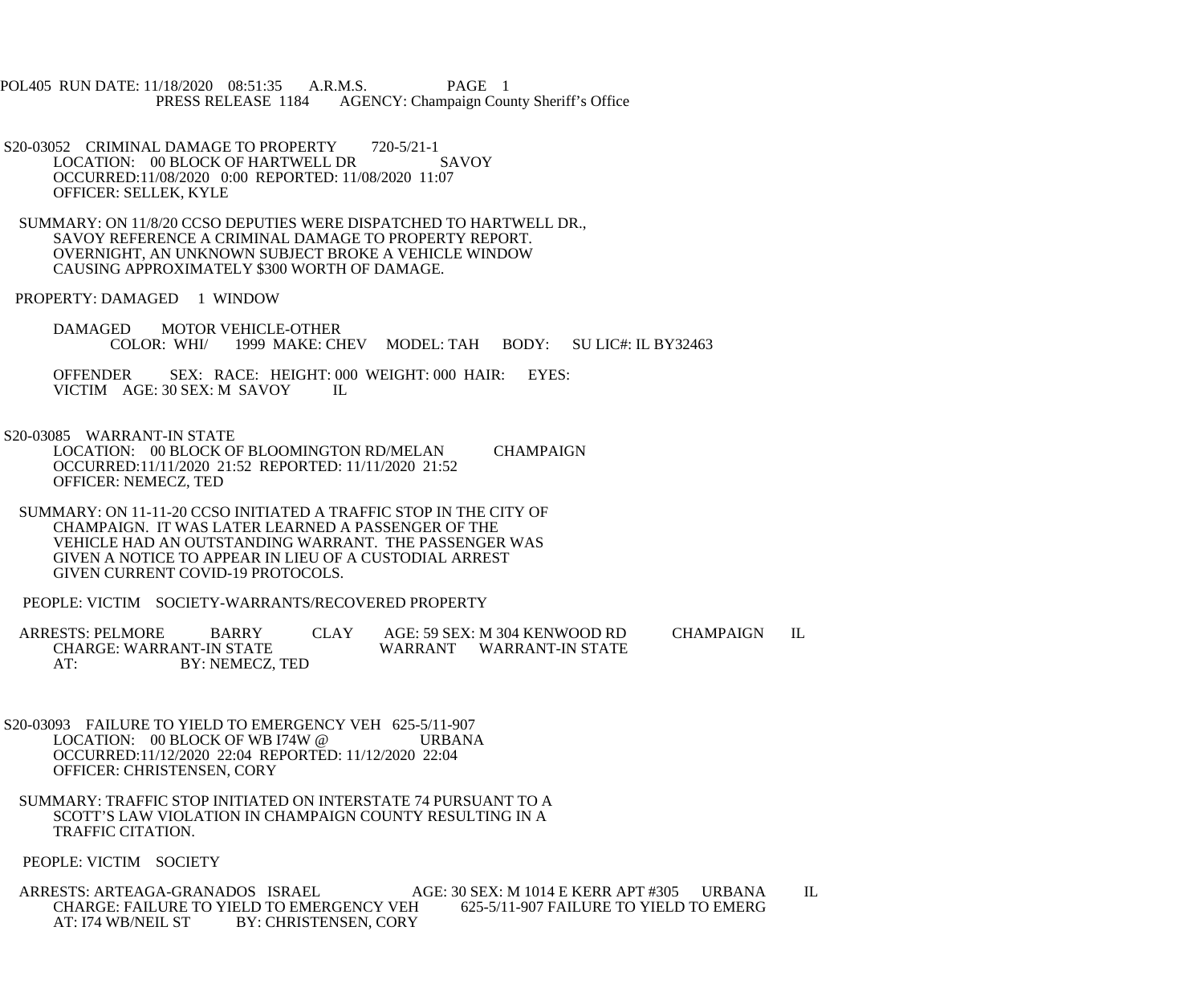POL405 RUN DATE: 11/18/2020 08:51:35 A.R.M.S. PAGE 1
PRESS RELEASE 1184 AGENCY: Champaign County Sheriff's Office

S20-03052 CRIMINAL DAMAGE TO PROPERTY 720-5/21-1
LOCATION: 00 BLOCK OF HARTWELL DR SAVOY
OCCURRED:11/08/2020 0:00 REPORTED: 11/08/2020 11:07
OFFICER: SELLEK, KYLE

SUMMARY: ON 11/8/20 CCSO DEPUTIES WERE DISPATCHED TO HARTWELL DR., SAVOY REFERENCE A CRIMINAL DAMAGE TO PROPERTY REPORT. OVERNIGHT, AN UNKNOWN SUBJECT BROKE A VEHICLE WINDOW CAUSING APPROXIMATELY $300 WORTH OF DAMAGE.

PROPERTY: DAMAGED 1 WINDOW

DAMAGED MOTOR VEHICLE-OTHER
COLOR: WHI/ 1999 MAKE: CHEV MODEL: TAH BODY: SU LIC#: IL BY32463

OFFENDER SEX: RACE: HEIGHT: 000 WEIGHT: 000 HAIR: EYES:
VICTIM AGE: 30 SEX: M SAVOY IL

S20-03085 WARRANT-IN STATE
LOCATION: 00 BLOCK OF BLOOMINGTON RD/MELAN CHAMPAIGN
OCCURRED:11/11/2020 21:52 REPORTED: 11/11/2020 21:52
OFFICER: NEMECZ, TED

SUMMARY: ON 11-11-20 CCSO INITIATED A TRAFFIC STOP IN THE CITY OF CHAMPAIGN. IT WAS LATER LEARNED A PASSENGER OF THE VEHICLE HAD AN OUTSTANDING WARRANT. THE PASSENGER WAS GIVEN A NOTICE TO APPEAR IN LIEU OF A CUSTODIAL ARREST GIVEN CURRENT COVID-19 PROTOCOLS.

PEOPLE: VICTIM SOCIETY-WARRANTS/RECOVERED PROPERTY

ARRESTS: PELMORE BARRY CLAY AGE: 59 SEX: M 304 KENWOOD RD CHAMPAIGN IL
CHARGE: WARRANT-IN STATE WARRANT WARRANT-IN STATE
AT: BY: NEMECZ, TED

S20-03093 FAILURE TO YIELD TO EMERGENCY VEH 625-5/11-907
LOCATION: 00 BLOCK OF WB I74W @ URBANA
OCCURRED:11/12/2020 22:04 REPORTED: 11/12/2020 22:04
OFFICER: CHRISTENSEN, CORY

SUMMARY: TRAFFIC STOP INITIATED ON INTERSTATE 74 PURSUANT TO A SCOTT'S LAW VIOLATION IN CHAMPAIGN COUNTY RESULTING IN A TRAFFIC CITATION.

PEOPLE: VICTIM SOCIETY

ARRESTS: ARTEAGA-GRANADOS ISRAEL AGE: 30 SEX: M 1014 E KERR APT #305 URBANA IL
CHARGE: FAILURE TO YIELD TO EMERGENCY VEH 625-5/11-907 FAILURE TO YIELD TO EMERG
AT: I74 WB/NEIL ST BY: CHRISTENSEN, CORY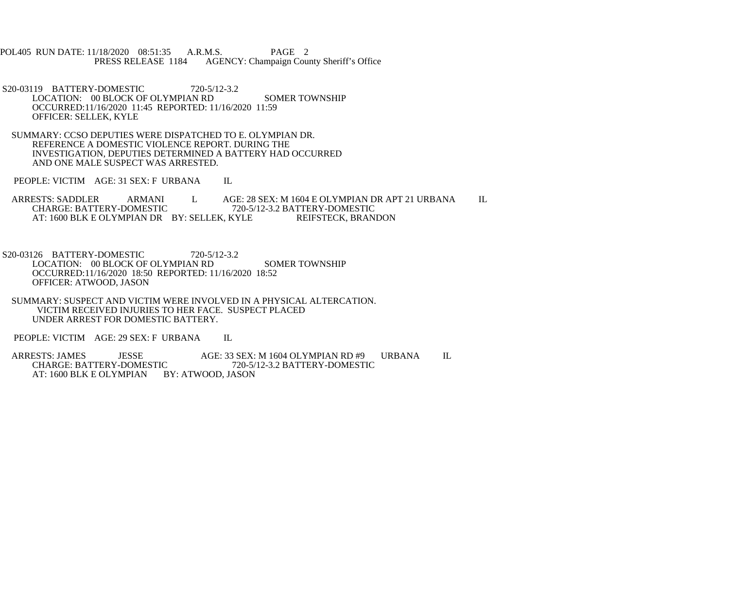S20-03119 BATTERY-DOMESTIC 720-5/12-3.2
LOCATION: 00 BLOCK OF OLYMPIAN RD SOMER TOWNSHIP
OCCURRED:11/16/2020 11:45 REPORTED: 11/16/2020 11:59
OFFICER: SELLEK, KYLE

SUMMARY: CCSO DEPUTIES WERE DISPATCHED TO E. OLYMPIAN DR. REFERENCE A DOMESTIC VIOLENCE REPORT. DURING THE INVESTIGATION, DEPUTIES DETERMINED A BATTERY HAD OCCURRED AND ONE MALE SUSPECT WAS ARRESTED.

PEOPLE: VICTIM AGE: 31 SEX: F URBANA IL

ARRESTS: SADDLER ARMANI L AGE: 28 SEX: M 1604 E OLYMPIAN DR APT 21 URBANA IL
CHARGE: BATTERY-DOMESTIC 720-5/12-3.2 BATTERY-DOMESTIC
AT: 1600 BLK E OLYMPIAN DR BY: SELLEK, KYLE REIFSTECK, BRANDON

S20-03126 BATTERY-DOMESTIC 720-5/12-3.2
LOCATION: 00 BLOCK OF OLYMPIAN RD SOMER TOWNSHIP
OCCURRED:11/16/2020 18:50 REPORTED: 11/16/2020 18:52
OFFICER: ATWOOD, JASON

SUMMARY: SUSPECT AND VICTIM WERE INVOLVED IN A PHYSICAL ALTERCATION. VICTIM RECEIVED INJURIES TO HER FACE. SUSPECT PLACED UNDER ARREST FOR DOMESTIC BATTERY.

PEOPLE: VICTIM AGE: 29 SEX: F URBANA IL

ARRESTS: JAMES JESSE AGE: 33 SEX: M 1604 OLYMPIAN RD #9 URBANA IL
CHARGE: BATTERY-DOMESTIC 720-5/12-3.2 BATTERY-DOMESTIC
AT: 1600 BLK E OLYMPIAN BY: ATWOOD, JASON